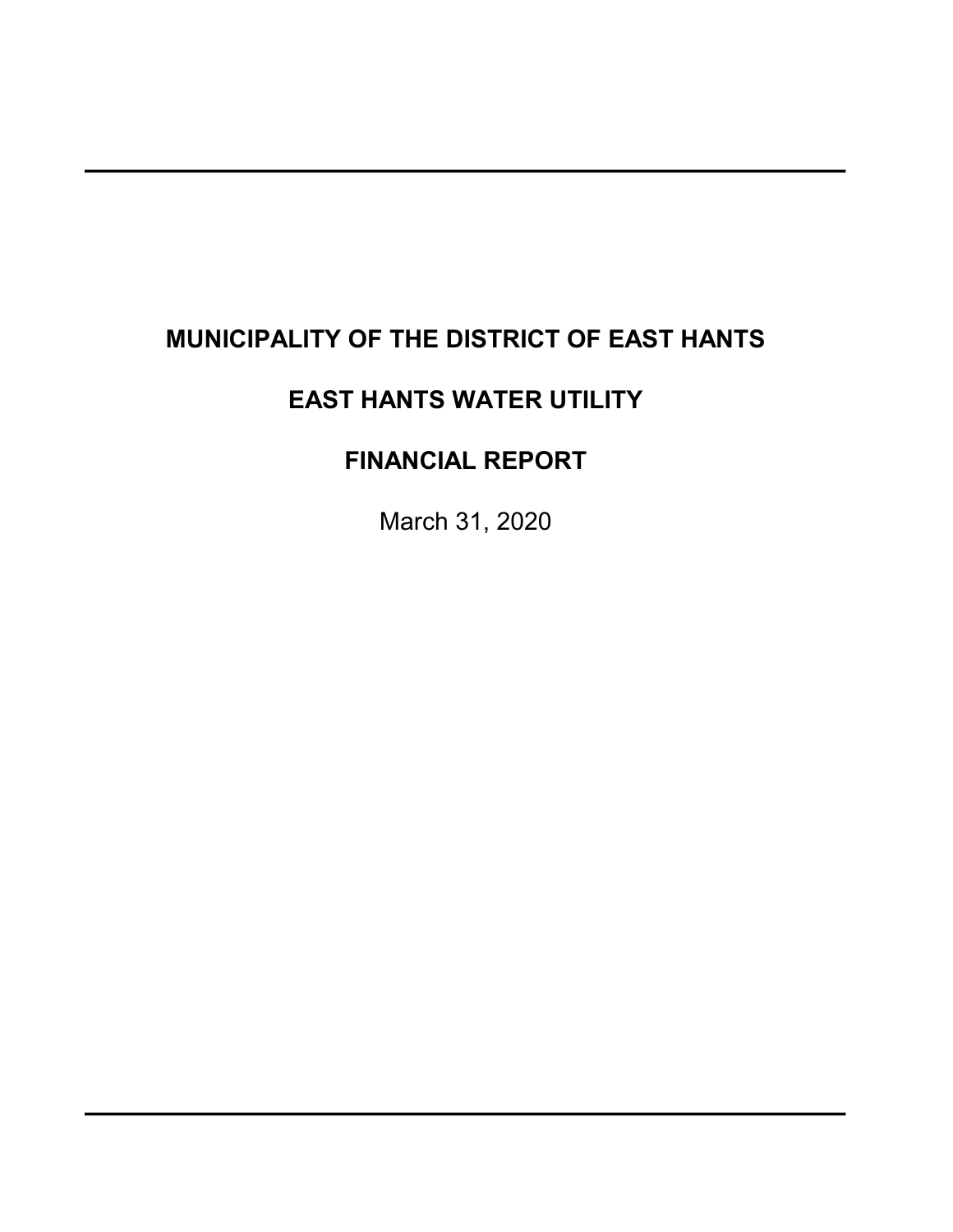# MUNICIPALITY OF THE DISTRICT OF EAST HANTS

# EAST HANTS WATER UTILITY

# FINANCIAL REPORT

March 31, 2020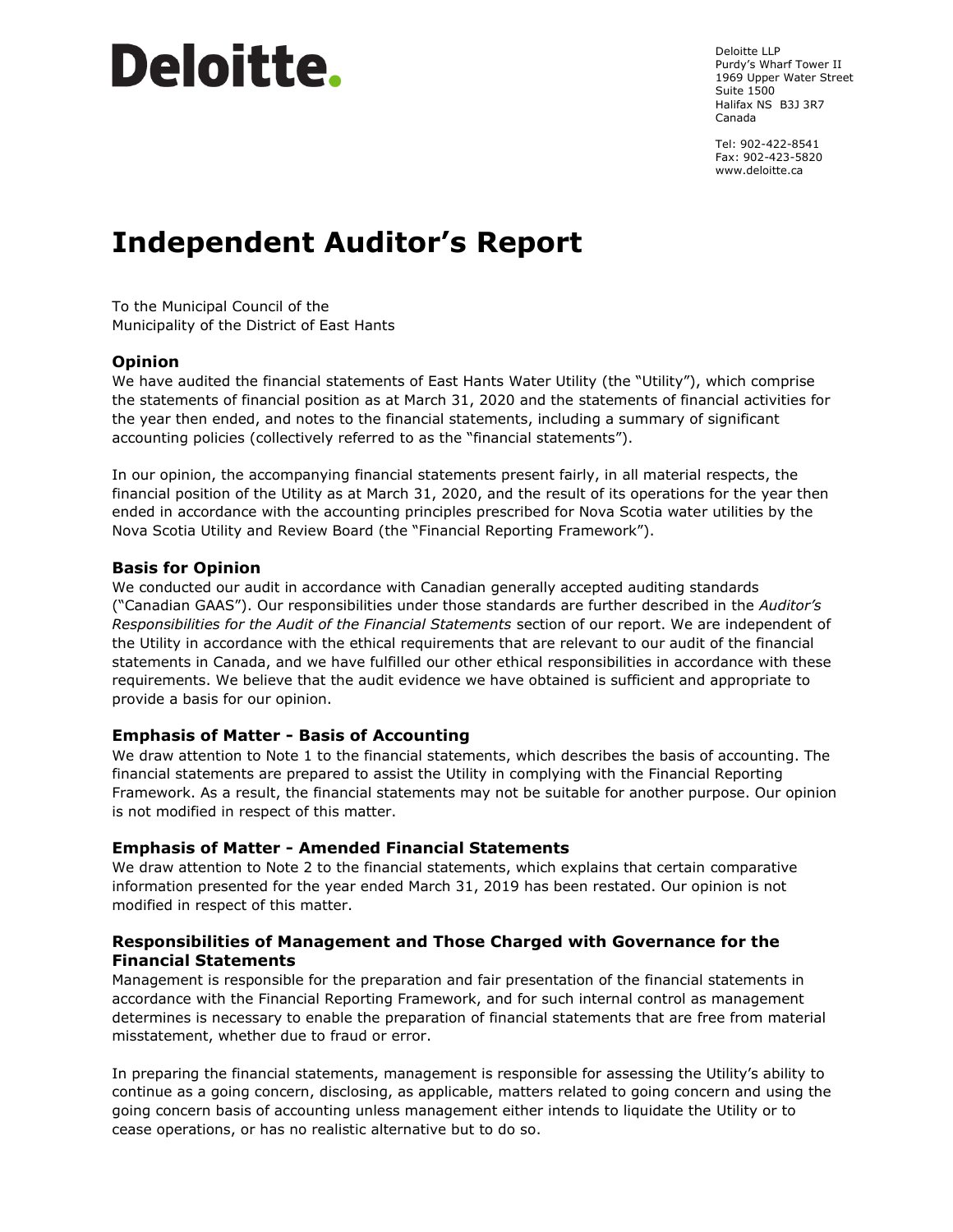Deloitte.

Deloitte LLP
Purdy's Wharf Tower II
1969 Upper Water Street
Suite 1500
Halifax NS B3J 3R7
Canada

Tel: 902-422-8541
Fax: 902-423-5820
www.deloitte.ca

# Independent Auditor's Report

To the Municipal Council of the
Municipality of the District of East Hants

## Opinion

We have audited the financial statements of East Hants Water Utility (the "Utility"), which comprise the statements of financial position as at March 31, 2020 and the statements of financial activities for the year then ended, and notes to the financial statements, including a summary of significant accounting policies (collectively referred to as the "financial statements").

In our opinion, the accompanying financial statements present fairly, in all material respects, the financial position of the Utility as at March 31, 2020, and the result of its operations for the year then ended in accordance with the accounting principles prescribed for Nova Scotia water utilities by the Nova Scotia Utility and Review Board (the "Financial Reporting Framework").

## Basis for Opinion

We conducted our audit in accordance with Canadian generally accepted auditing standards ("Canadian GAAS"). Our responsibilities under those standards are further described in the *Auditor's Responsibilities for the Audit of the Financial Statements* section of our report. We are independent of the Utility in accordance with the ethical requirements that are relevant to our audit of the financial statements in Canada, and we have fulfilled our other ethical responsibilities in accordance with these requirements. We believe that the audit evidence we have obtained is sufficient and appropriate to provide a basis for our opinion.

## Emphasis of Matter - Basis of Accounting

We draw attention to Note 1 to the financial statements, which describes the basis of accounting. The financial statements are prepared to assist the Utility in complying with the Financial Reporting Framework. As a result, the financial statements may not be suitable for another purpose. Our opinion is not modified in respect of this matter.

## Emphasis of Matter - Amended Financial Statements

We draw attention to Note 2 to the financial statements, which explains that certain comparative information presented for the year ended March 31, 2019 has been restated. Our opinion is not modified in respect of this matter.

## Responsibilities of Management and Those Charged with Governance for the Financial Statements

Management is responsible for the preparation and fair presentation of the financial statements in accordance with the Financial Reporting Framework, and for such internal control as management determines is necessary to enable the preparation of financial statements that are free from material misstatement, whether due to fraud or error.

In preparing the financial statements, management is responsible for assessing the Utility's ability to continue as a going concern, disclosing, as applicable, matters related to going concern and using the going concern basis of accounting unless management either intends to liquidate the Utility or to cease operations, or has no realistic alternative but to do so.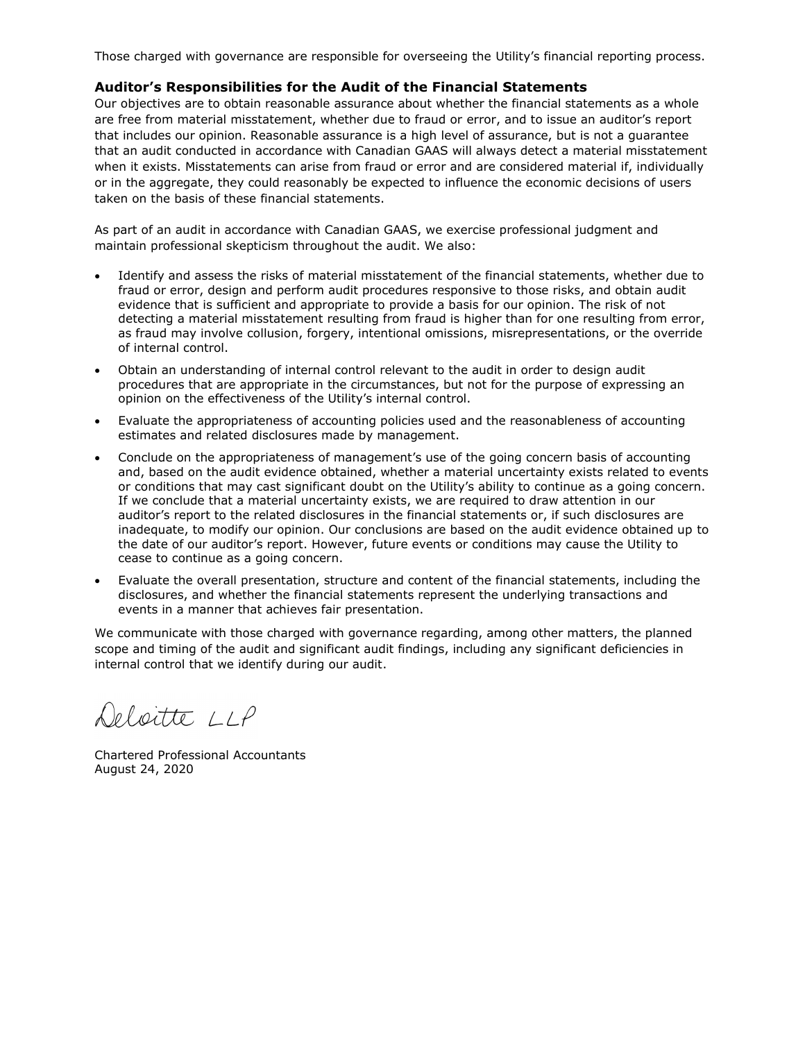Those charged with governance are responsible for overseeing the Utility's financial reporting process.

### Auditor's Responsibilities for the Audit of the Financial Statements

Our objectives are to obtain reasonable assurance about whether the financial statements as a whole are free from material misstatement, whether due to fraud or error, and to issue an auditor's report that includes our opinion. Reasonable assurance is a high level of assurance, but is not a guarantee that an audit conducted in accordance with Canadian GAAS will always detect a material misstatement when it exists. Misstatements can arise from fraud or error and are considered material if, individually or in the aggregate, they could reasonably be expected to influence the economic decisions of users taken on the basis of these financial statements.

As part of an audit in accordance with Canadian GAAS, we exercise professional judgment and maintain professional skepticism throughout the audit. We also:

- Identify and assess the risks of material misstatement of the financial statements, whether due to fraud or error, design and perform audit procedures responsive to those risks, and obtain audit evidence that is sufficient and appropriate to provide a basis for our opinion. The risk of not detecting a material misstatement resulting from fraud is higher than for one resulting from error, as fraud may involve collusion, forgery, intentional omissions, misrepresentations, or the override of internal control.
- Obtain an understanding of internal control relevant to the audit in order to design audit procedures that are appropriate in the circumstances, but not for the purpose of expressing an opinion on the effectiveness of the Utility's internal control.
- Evaluate the appropriateness of accounting policies used and the reasonableness of accounting estimates and related disclosures made by management.
- Conclude on the appropriateness of management's use of the going concern basis of accounting and, based on the audit evidence obtained, whether a material uncertainty exists related to events or conditions that may cast significant doubt on the Utility's ability to continue as a going concern. If we conclude that a material uncertainty exists, we are required to draw attention in our auditor's report to the related disclosures in the financial statements or, if such disclosures are inadequate, to modify our opinion. Our conclusions are based on the audit evidence obtained up to the date of our auditor's report. However, future events or conditions may cause the Utility to cease to continue as a going concern.
- Evaluate the overall presentation, structure and content of the financial statements, including the disclosures, and whether the financial statements represent the underlying transactions and events in a manner that achieves fair presentation.

We communicate with those charged with governance regarding, among other matters, the planned scope and timing of the audit and significant audit findings, including any significant deficiencies in internal control that we identify during our audit.

Deloitte LLP

Chartered Professional Accountants
August 24, 2020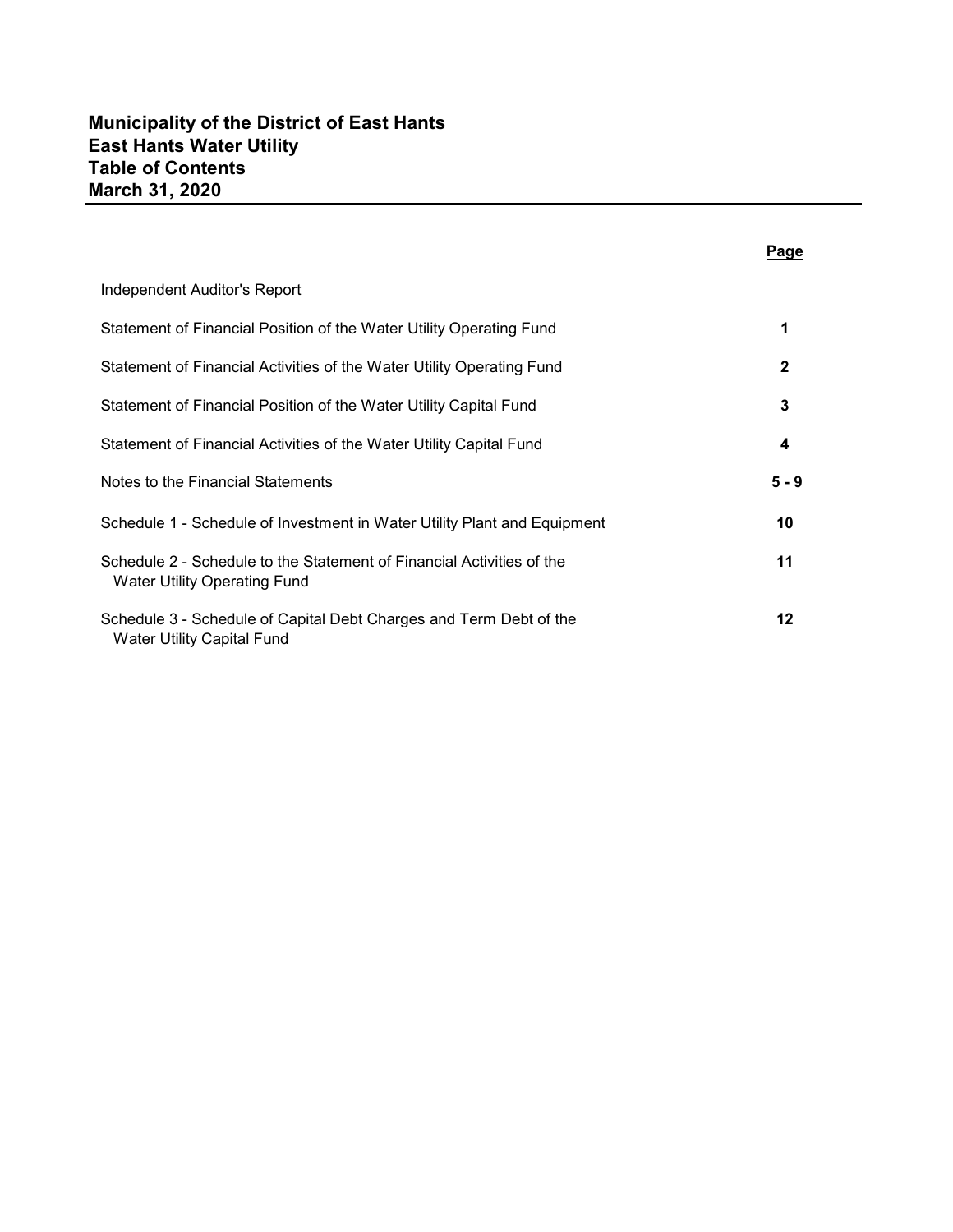# Municipality of the District of East Hants
## East Hants Water Utility
## Table of Contents
## March 31, 2020

| | Page |
|---|---|
| Independent Auditor's Report | |
| Statement of Financial Position of the Water Utility Operating Fund | 1 |
| Statement of Financial Activities of the Water Utility Operating Fund | 2 |
| Statement of Financial Position of the Water Utility Capital Fund | 3 |
| Statement of Financial Activities of the Water Utility Capital Fund | 4 |
| Notes to the Financial Statements | 5 - 9 |
| Schedule 1 - Schedule of Investment in Water Utility Plant and Equipment | 10 |
| Schedule 2 - Schedule to the Statement of Financial Activities of the Water Utility Operating Fund | 11 |
| Schedule 3 - Schedule of Capital Debt Charges and Term Debt of the Water Utility Capital Fund | 12 |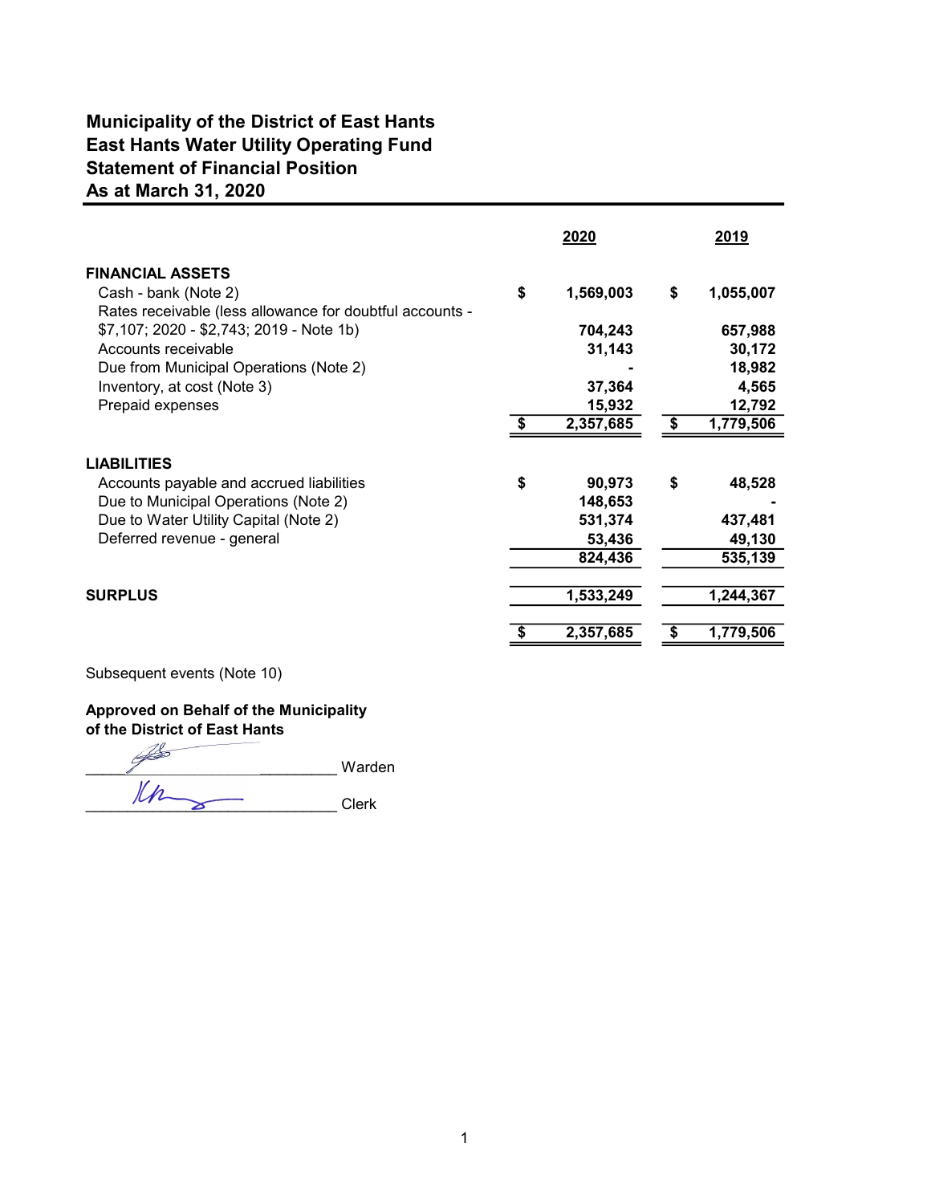# Municipality of the District of East Hants
## East Hants Water Utility Operating Fund
## Statement of Financial Position
## As at March 31, 2020

| | 2020 | 2019 |
|---|---|---|
| **FINANCIAL ASSETS** | | |
| Cash - bank (Note 2) | $ 1,569,003 | $ 1,055,007 |
| Rates receivable (less allowance for doubtful accounts - $7,107; 2020 - $2,743; 2019 - Note 1b) | 704,243 | 657,988 |
| Accounts receivable | 31,143 | 30,172 |
| Due from Municipal Operations (Note 2) | - | 18,982 |
| Inventory, at cost (Note 3) | 37,364 | 4,565 |
| Prepaid expenses | 15,932 | 12,792 |
| | $ 2,357,685 | $ 1,779,506 |
| **LIABILITIES** | | |
| Accounts payable and accrued liabilities | $ 90,973 | $ 48,528 |
| Due to Municipal Operations (Note 2) | 148,653 | - |
| Due to Water Utility Capital (Note 2) | 531,374 | 437,481 |
| Deferred revenue - general | 53,436 | 49,130 |
| | 824,436 | 535,139 |
| **SURPLUS** | 1,533,249 | 1,244,367 |
| | $ 2,357,685 | $ 1,779,506 |

Subsequent events (Note 10)

**Approved on Behalf of the Municipality of the District of East Hants**

______________________________ Warden

______________________________ Clerk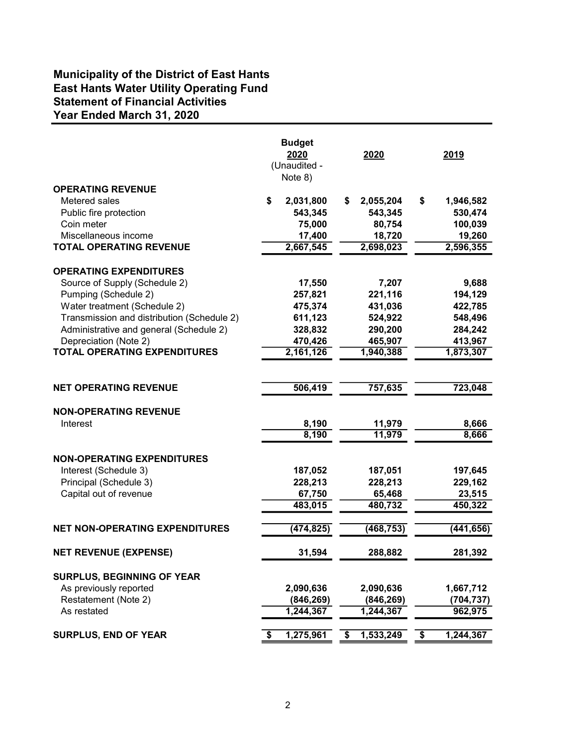# Municipality of the District of East Hants
## East Hants Water Utility Operating Fund
## Statement of Financial Activities
## Year Ended March 31, 2020

| | Budget 2020 (Unaudited - Note 8) | 2020 | 2019 |
|---|---|---|---|
| **OPERATING REVENUE** | | | |
| Metered sales | $ 2,031,800 | $ 2,055,204 | $ 1,946,582 |
| Public fire protection | 543,345 | 543,345 | 530,474 |
| Coin meter | 75,000 | 80,754 | 100,039 |
| Miscellaneous income | 17,400 | 18,720 | 19,260 |
| **TOTAL OPERATING REVENUE** | 2,667,545 | 2,698,023 | 2,596,355 |
| **OPERATING EXPENDITURES** | | | |
| Source of Supply (Schedule 2) | 17,550 | 7,207 | 9,688 |
| Pumping (Schedule 2) | 257,821 | 221,116 | 194,129 |
| Water treatment (Schedule 2) | 475,374 | 431,036 | 422,785 |
| Transmission and distribution (Schedule 2) | 611,123 | 524,922 | 548,496 |
| Administrative and general (Schedule 2) | 328,832 | 290,200 | 284,242 |
| Depreciation (Note 2) | 470,426 | 465,907 | 413,967 |
| **TOTAL OPERATING EXPENDITURES** | 2,161,126 | 1,940,388 | 1,873,307 |
| **NET OPERATING REVENUE** | 506,419 | 757,635 | 723,048 |
| **NON-OPERATING REVENUE** | | | |
| Interest | 8,190 | 11,979 | 8,666 |
| | 8,190 | 11,979 | 8,666 |
| **NON-OPERATING EXPENDITURES** | | | |
| Interest (Schedule 3) | 187,052 | 187,051 | 197,645 |
| Principal (Schedule 3) | 228,213 | 228,213 | 229,162 |
| Capital out of revenue | 67,750 | 65,468 | 23,515 |
| | 483,015 | 480,732 | 450,322 |
| **NET NON-OPERATING EXPENDITURES** | (474,825) | (468,753) | (441,656) |
| **NET REVENUE (EXPENSE)** | 31,594 | 288,882 | 281,392 |
| **SURPLUS, BEGINNING OF YEAR** | | | |
| As previously reported | 2,090,636 | 2,090,636 | 1,667,712 |
| Restatement (Note 2) | (846,269) | (846,269) | (704,737) |
| As restated | 1,244,367 | 1,244,367 | 962,975 |
| **SURPLUS, END OF YEAR** | $ 1,275,961 | $ 1,533,249 | $ 1,244,367 |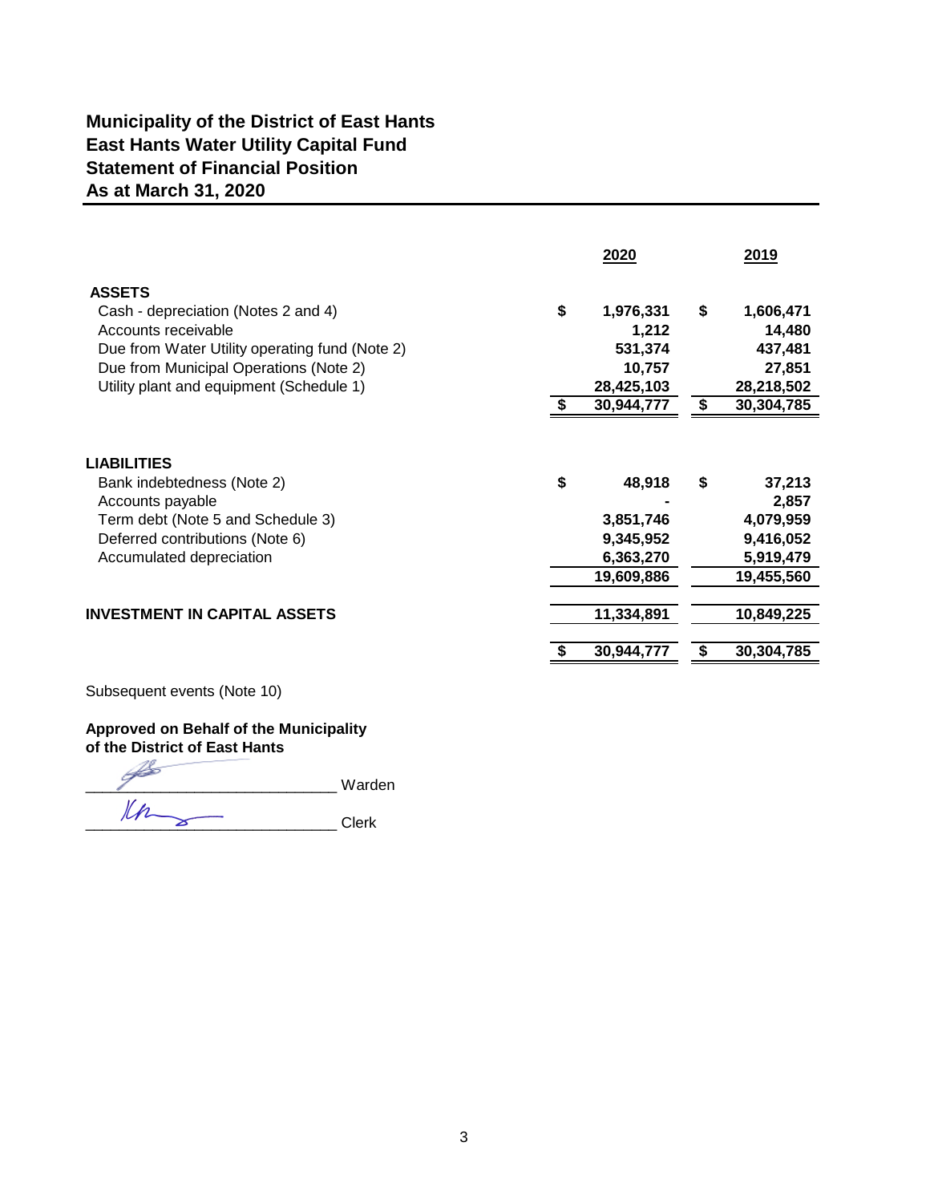# Municipality of the District of East Hants
## East Hants Water Utility Capital Fund
## Statement of Financial Position
## As at March 31, 2020

| | 2020 | 2019 |
|---|---|---|
| **ASSETS** | | |
| Cash - depreciation (Notes 2 and 4) | $ 1,976,331 | $ 1,606,471 |
| Accounts receivable | 1,212 | 14,480 |
| Due from Water Utility operating fund (Note 2) | 531,374 | 437,481 |
| Due from Municipal Operations (Note 2) | 10,757 | 27,851 |
| Utility plant and equipment (Schedule 1) | 28,425,103 | 28,218,502 |
| | $ 30,944,777 | $ 30,304,785 |
| **LIABILITIES** | | |
| Bank indebtedness (Note 2) | $ 48,918 | $ 37,213 |
| Accounts payable | - | 2,857 |
| Term debt (Note 5 and Schedule 3) | 3,851,746 | 4,079,959 |
| Deferred contributions (Note 6) | 9,345,952 | 9,416,052 |
| Accumulated depreciation | 6,363,270 | 5,919,479 |
| | 19,609,886 | 19,455,560 |
| **INVESTMENT IN CAPITAL ASSETS** | 11,334,891 | 10,849,225 |
| | $ 30,944,777 | $ 30,304,785 |

Subsequent events (Note 10)

**Approved on Behalf of the Municipality of the District of East Hants**

______________________________ Warden

______________________________ Clerk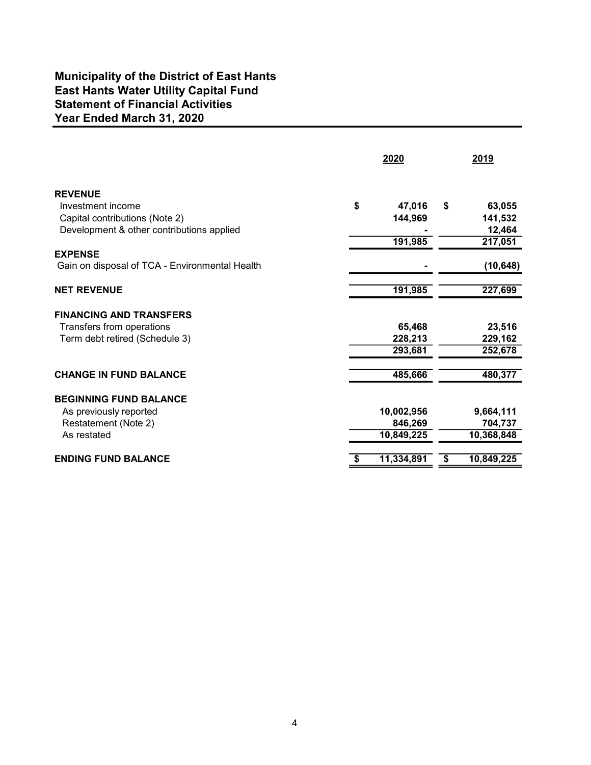# Municipality of the District of East Hants
## East Hants Water Utility Capital Fund
## Statement of Financial Activities
## Year Ended March 31, 2020

| | 2020 | 2019 |
|---|---|---|
| **REVENUE** | | |
| Investment income | $ 47,016 | $ 63,055 |
| Capital contributions (Note 2) | 144,969 | 141,532 |
| Development & other contributions applied | - | 12,464 |
| | 191,985 | 217,051 |
| **EXPENSE** | | |
| Gain on disposal of TCA - Environmental Health | - | (10,648) |
| **NET REVENUE** | 191,985 | 227,699 |
| **FINANCING AND TRANSFERS** | | |
| Transfers from operations | 65,468 | 23,516 |
| Term debt retired (Schedule 3) | 228,213 | 229,162 |
| | 293,681 | 252,678 |
| **CHANGE IN FUND BALANCE** | 485,666 | 480,377 |
| **BEGINNING FUND BALANCE** | | |
| As previously reported | 10,002,956 | 9,664,111 |
| Restatement (Note 2) | 846,269 | 704,737 |
| As restated | 10,849,225 | 10,368,848 |
| **ENDING FUND BALANCE** | $ 11,334,891 | $ 10,849,225 |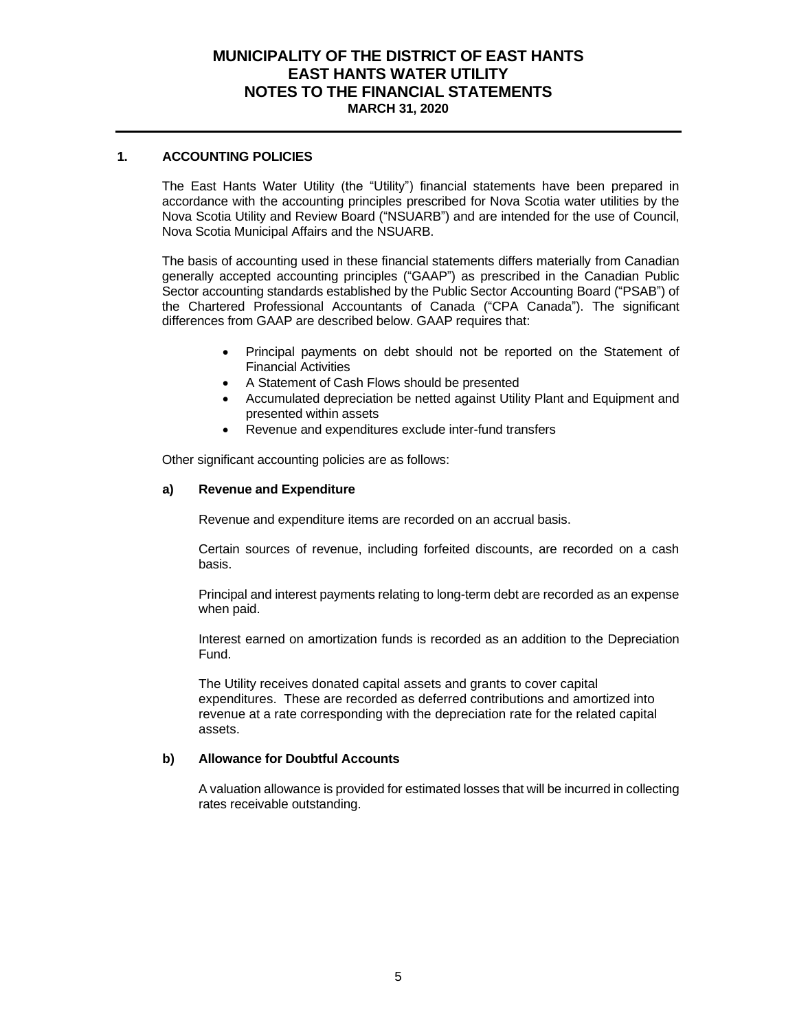# MUNICIPALITY OF THE DISTRICT OF EAST HANTS
# EAST HANTS WATER UTILITY
# NOTES TO THE FINANCIAL STATEMENTS
**MARCH 31, 2020**

## 1. ACCOUNTING POLICIES

The East Hants Water Utility (the "Utility") financial statements have been prepared in accordance with the accounting principles prescribed for Nova Scotia water utilities by the Nova Scotia Utility and Review Board ("NSUARB") and are intended for the use of Council, Nova Scotia Municipal Affairs and the NSUARB.

The basis of accounting used in these financial statements differs materially from Canadian generally accepted accounting principles ("GAAP") as prescribed in the Canadian Public Sector accounting standards established by the Public Sector Accounting Board ("PSAB") of the Chartered Professional Accountants of Canada ("CPA Canada"). The significant differences from GAAP are described below. GAAP requires that:

- Principal payments on debt should not be reported on the Statement of Financial Activities
- A Statement of Cash Flows should be presented
- Accumulated depreciation be netted against Utility Plant and Equipment and presented within assets
- Revenue and expenditures exclude inter-fund transfers

Other significant accounting policies are as follows:

### a) Revenue and Expenditure

Revenue and expenditure items are recorded on an accrual basis.

Certain sources of revenue, including forfeited discounts, are recorded on a cash basis.

Principal and interest payments relating to long-term debt are recorded as an expense when paid.

Interest earned on amortization funds is recorded as an addition to the Depreciation Fund.

The Utility receives donated capital assets and grants to cover capital expenditures. These are recorded as deferred contributions and amortized into revenue at a rate corresponding with the depreciation rate for the related capital assets.

### b) Allowance for Doubtful Accounts

A valuation allowance is provided for estimated losses that will be incurred in collecting rates receivable outstanding.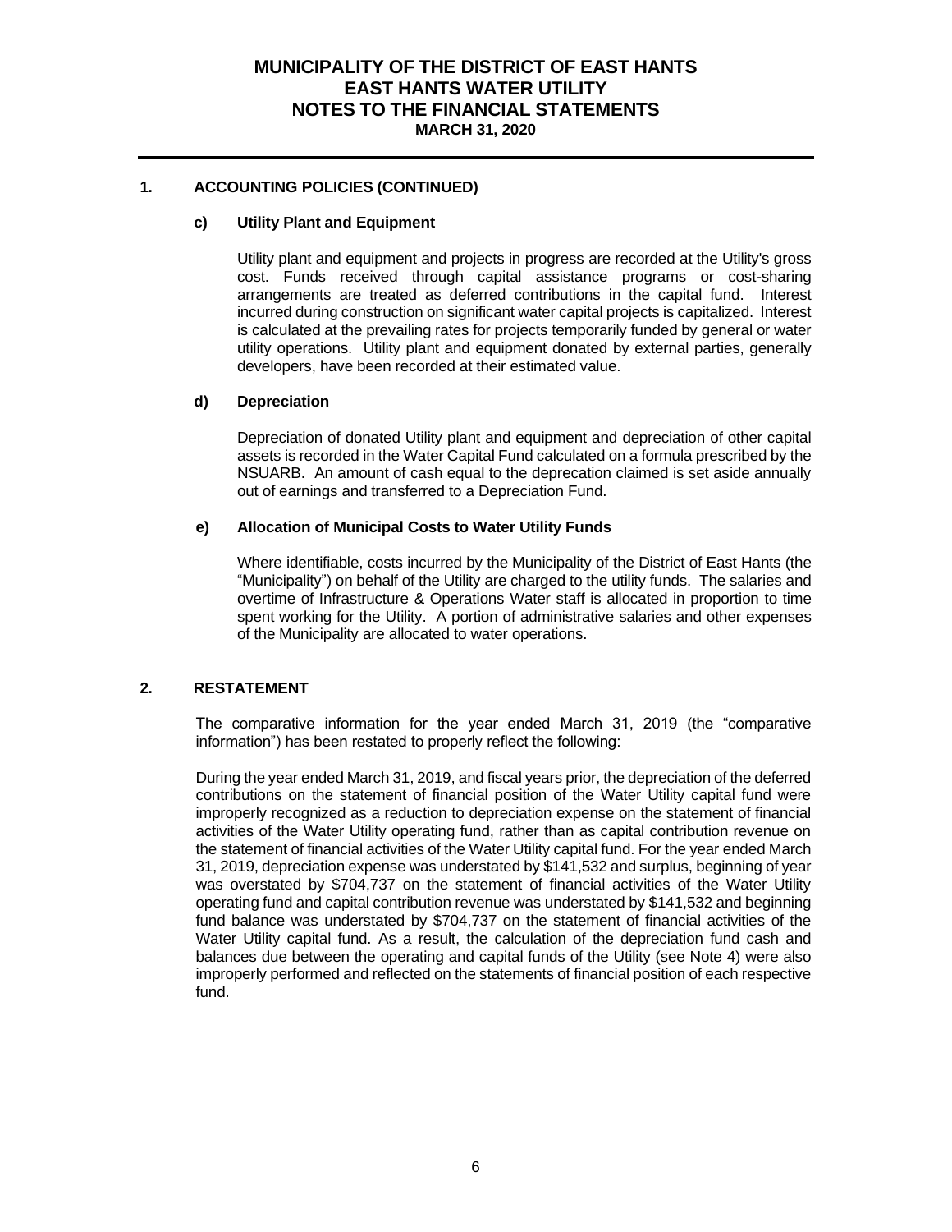## 1. ACCOUNTING POLICIES (CONTINUED)

### c) Utility Plant and Equipment

Utility plant and equipment and projects in progress are recorded at the Utility's gross cost. Funds received through capital assistance programs or cost-sharing arrangements are treated as deferred contributions in the capital fund. Interest incurred during construction on significant water capital projects is capitalized. Interest is calculated at the prevailing rates for projects temporarily funded by general or water utility operations. Utility plant and equipment donated by external parties, generally developers, have been recorded at their estimated value.

### d) Depreciation

Depreciation of donated Utility plant and equipment and depreciation of other capital assets is recorded in the Water Capital Fund calculated on a formula prescribed by the NSUARB. An amount of cash equal to the deprecation claimed is set aside annually out of earnings and transferred to a Depreciation Fund.

### e) Allocation of Municipal Costs to Water Utility Funds

Where identifiable, costs incurred by the Municipality of the District of East Hants (the "Municipality") on behalf of the Utility are charged to the utility funds. The salaries and overtime of Infrastructure & Operations Water staff is allocated in proportion to time spent working for the Utility. A portion of administrative salaries and other expenses of the Municipality are allocated to water operations.

## 2. RESTATEMENT

The comparative information for the year ended March 31, 2019 (the "comparative information") has been restated to properly reflect the following:

During the year ended March 31, 2019, and fiscal years prior, the depreciation of the deferred contributions on the statement of financial position of the Water Utility capital fund were improperly recognized as a reduction to depreciation expense on the statement of financial activities of the Water Utility operating fund, rather than as capital contribution revenue on the statement of financial activities of the Water Utility capital fund. For the year ended March 31, 2019, depreciation expense was understated by $141,532 and surplus, beginning of year was overstated by $704,737 on the statement of financial activities of the Water Utility operating fund and capital contribution revenue was understated by $141,532 and beginning fund balance was understated by $704,737 on the statement of financial activities of the Water Utility capital fund. As a result, the calculation of the depreciation fund cash and balances due between the operating and capital funds of the Utility (see Note 4) were also improperly performed and reflected on the statements of financial position of each respective fund.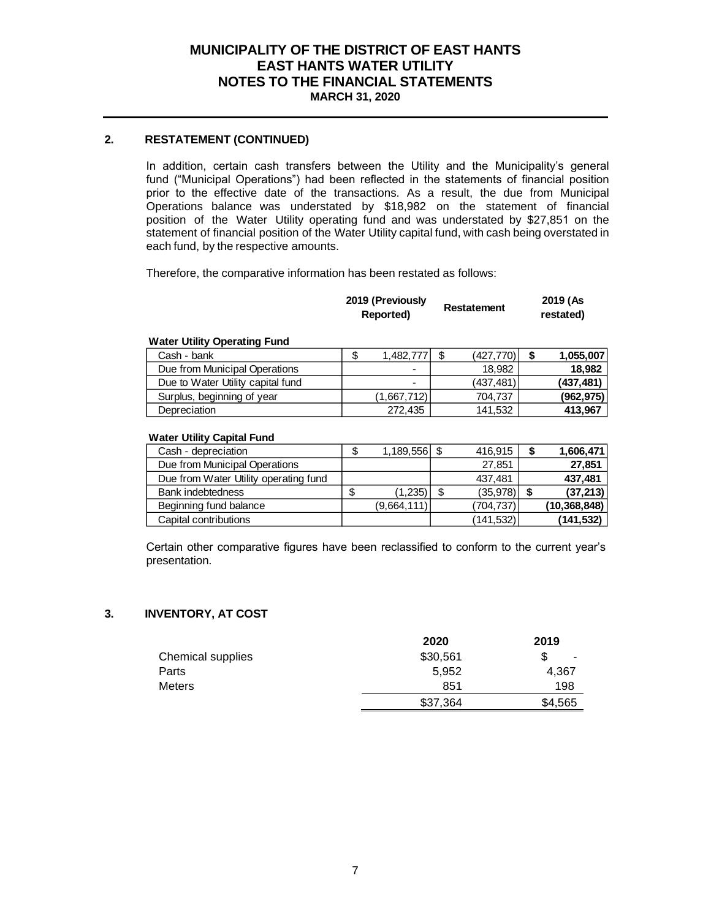## 2. RESTATEMENT (CONTINUED)

In addition, certain cash transfers between the Utility and the Municipality's general fund ("Municipal Operations") had been reflected in the statements of financial position prior to the effective date of the transactions. As a result, the due from Municipal Operations balance was understated by $18,982 on the statement of financial position of the Water Utility operating fund and was understated by $27,851 on the statement of financial position of the Water Utility capital fund, with cash being overstated in each fund, by the respective amounts.

Therefore, the comparative information has been restated as follows:

| | 2019 (Previously Reported) | Restatement | 2019 (As restated) |
|---|---|---|---|
| **Water Utility Operating Fund** | | | |
| Cash - bank | $ 1,482,777 | $ (427,770) | **$ 1,055,007** |
| Due from Municipal Operations | - | 18,982 | **18,982** |
| Due to Water Utility capital fund | - | (437,481) | **(437,481)** |
| Surplus, beginning of year | (1,667,712) | 704,737 | **(962,975)** |
| Depreciation | 272,435 | 141,532 | **413,967** |
| **Water Utility Capital Fund** | | | |
| Cash - depreciation | $ 1,189,556 | $ 416,915 | **$ 1,606,471** |
| Due from Municipal Operations | | 27,851 | **27,851** |
| Due from Water Utility operating fund | | 437,481 | **437,481** |
| Bank indebtedness | $ (1,235) | $ (35,978) | **$ (37,213)** |
| Beginning fund balance | (9,664,111) | (704,737) | **(10,368,848)** |
| Capital contributions | | (141,532) | **(141,532)** |

Certain other comparative figures have been reclassified to conform to the current year's presentation.

## 3. INVENTORY, AT COST

| | 2020 | 2019 |
|---|---|---|
| Chemical supplies | $30,561 | $ - |
| Parts | 5,952 | 4,367 |
| Meters | 851 | 198 |
| | $37,364 | $4,565 |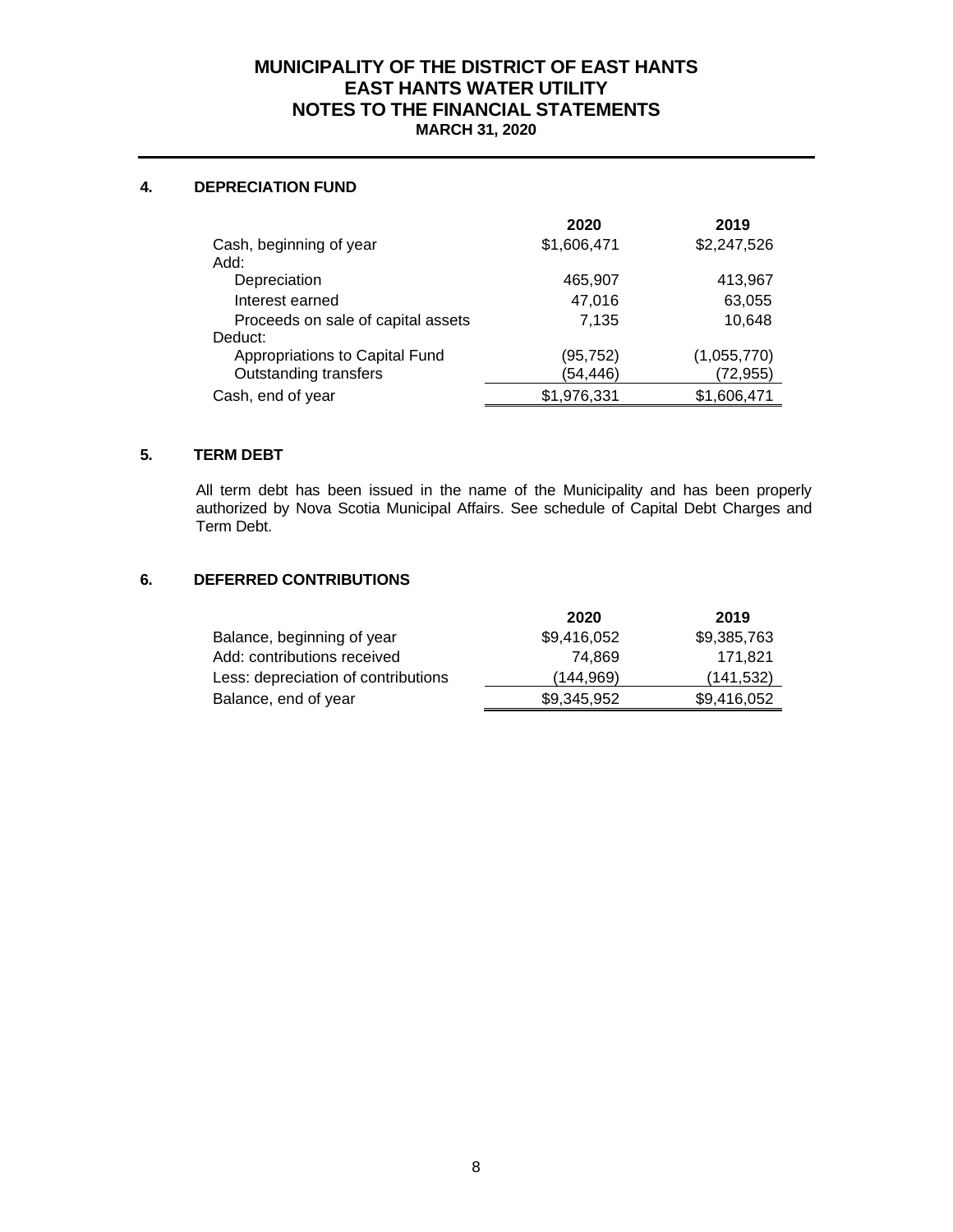# MUNICIPALITY OF THE DISTRICT OF EAST HANTS
## EAST HANTS WATER UTILITY
## NOTES TO THE FINANCIAL STATEMENTS
### MARCH 31, 2020

### 4. DEPRECIATION FUND

| | 2020 | 2019 |
|---|---|---|
| Cash, beginning of year | $1,606,471 | $2,247,526 |
| Add: | | |
| Depreciation | 465,907 | 413,967 |
| Interest earned | 47,016 | 63,055 |
| Proceeds on sale of capital assets | 7,135 | 10,648 |
| Deduct: | | |
| Appropriations to Capital Fund | (95,752) | (1,055,770) |
| Outstanding transfers | (54,446) | (72,955) |
| Cash, end of year | $1,976,331 | $1,606,471 |

### 5. TERM DEBT

All term debt has been issued in the name of the Municipality and has been properly authorized by Nova Scotia Municipal Affairs. See schedule of Capital Debt Charges and Term Debt.

### 6. DEFERRED CONTRIBUTIONS

| | 2020 | 2019 |
|---|---|---|
| Balance, beginning of year | $9,416,052 | $9,385,763 |
| Add: contributions received | 74,869 | 171,821 |
| Less: depreciation of contributions | (144,969) | (141,532) |
| Balance, end of year | $9,345,952 | $9,416,052 |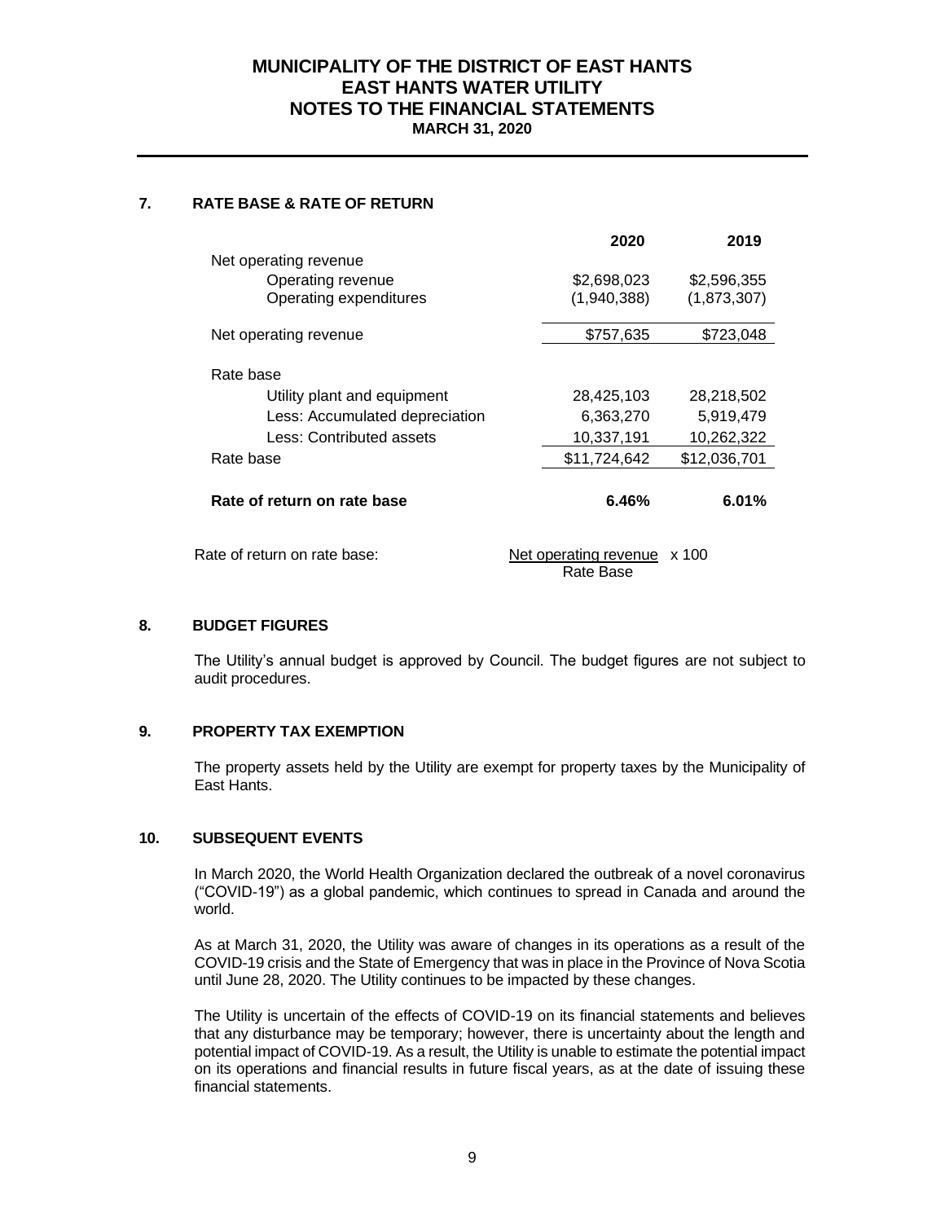# MUNICIPALITY OF THE DISTRICT OF EAST HANTS
# EAST HANTS WATER UTILITY
# NOTES TO THE FINANCIAL STATEMENTS
**MARCH 31, 2020**

## 7. RATE BASE & RATE OF RETURN

| | 2020 | 2019 |
|---|---|---|
| Net operating revenue | | |
| Operating revenue | $2,698,023 | $2,596,355 |
| Operating expenditures | (1,940,388) | (1,873,307) |
| Net operating revenue | $757,635 | $723,048 |
| Rate base | | |
| Utility plant and equipment | 28,425,103 | 28,218,502 |
| Less: Accumulated depreciation | 6,363,270 | 5,919,479 |
| Less: Contributed assets | 10,337,191 | 10,262,322 |
| Rate base | $11,724,642 | $12,036,701 |
| **Rate of return on rate base** | **6.46%** | **6.01%** |

Rate of return on rate base: $\frac{\text{Net operating revenue}}{\text{Rate Base}} \times 100$

## 8. BUDGET FIGURES

The Utility's annual budget is approved by Council. The budget figures are not subject to audit procedures.

## 9. PROPERTY TAX EXEMPTION

The property assets held by the Utility are exempt for property taxes by the Municipality of East Hants.

## 10. SUBSEQUENT EVENTS

In March 2020, the World Health Organization declared the outbreak of a novel coronavirus ("COVID-19") as a global pandemic, which continues to spread in Canada and around the world.

As at March 31, 2020, the Utility was aware of changes in its operations as a result of the COVID-19 crisis and the State of Emergency that was in place in the Province of Nova Scotia until June 28, 2020. The Utility continues to be impacted by these changes.

The Utility is uncertain of the effects of COVID-19 on its financial statements and believes that any disturbance may be temporary; however, there is uncertainty about the length and potential impact of COVID-19. As a result, the Utility is unable to estimate the potential impact on its operations and financial results in future fiscal years, as at the date of issuing these financial statements.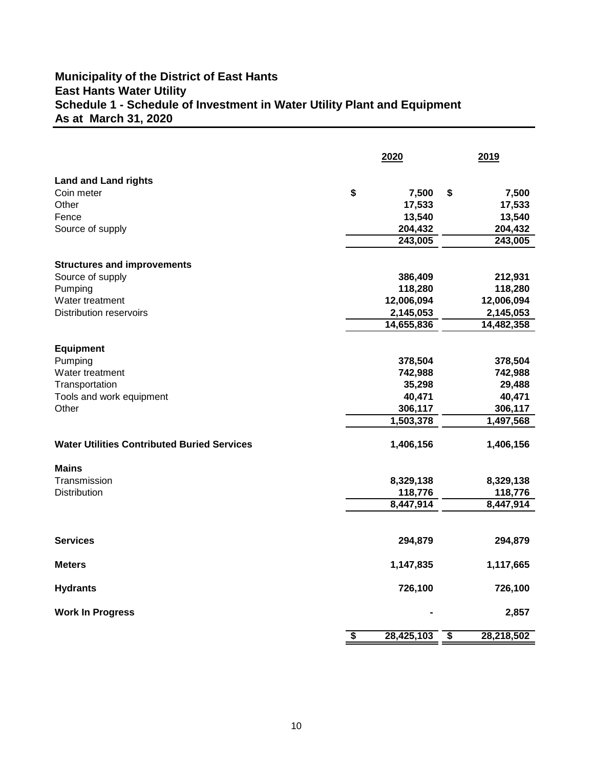# Municipality of the District of East Hants
## East Hants Water Utility
## Schedule 1 - Schedule of Investment in Water Utility Plant and Equipment
## As at March 31, 2020

| | 2020 | 2019 |
|---|---|---|
| **Land and Land rights** | | |
| Coin meter | $ 7,500 | $ 7,500 |
| Other | 17,533 | 17,533 |
| Fence | 13,540 | 13,540 |
| Source of supply | 204,432 | 204,432 |
| | 243,005 | 243,005 |
| **Structures and improvements** | | |
| Source of supply | 386,409 | 212,931 |
| Pumping | 118,280 | 118,280 |
| Water treatment | 12,006,094 | 12,006,094 |
| Distribution reservoirs | 2,145,053 | 2,145,053 |
| | 14,655,836 | 14,482,358 |
| **Equipment** | | |
| Pumping | 378,504 | 378,504 |
| Water treatment | 742,988 | 742,988 |
| Transportation | 35,298 | 29,488 |
| Tools and work equipment | 40,471 | 40,471 |
| Other | 306,117 | 306,117 |
| | 1,503,378 | 1,497,568 |
| **Water Utilities Contributed Buried Services** | 1,406,156 | 1,406,156 |
| **Mains** | | |
| Transmission | 8,329,138 | 8,329,138 |
| Distribution | 118,776 | 118,776 |
| | 8,447,914 | 8,447,914 |
| **Services** | 294,879 | 294,879 |
| **Meters** | 1,147,835 | 1,117,665 |
| **Hydrants** | 726,100 | 726,100 |
| **Work In Progress** | - | 2,857 |
| | $ 28,425,103 | $ 28,218,502 |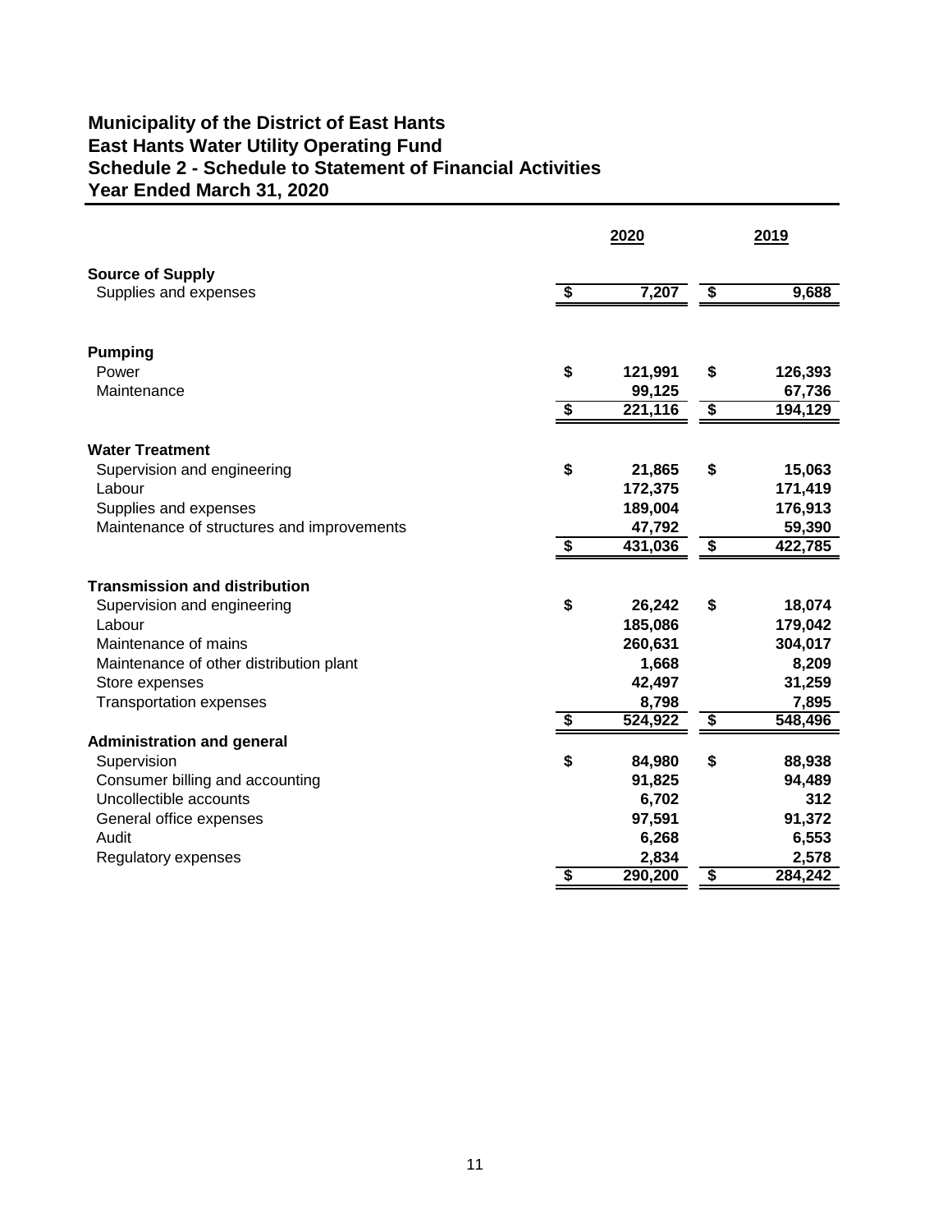# Municipality of the District of East Hants
## East Hants Water Utility Operating Fund
## Schedule 2 - Schedule to Statement of Financial Activities
## Year Ended March 31, 2020

| | 2020 | 2019 |
|---|---|---|
| **Source of Supply** | | |
| Supplies and expenses | $ 7,207 | $ 9,688 |
| | | |
| **Pumping** | | |
| Power | $ 121,991 | $ 126,393 |
| Maintenance | 99,125 | 67,736 |
| | $ 221,116 | $ 194,129 |
| | | |
| **Water Treatment** | | |
| Supervision and engineering | $ 21,865 | $ 15,063 |
| Labour | 172,375 | 171,419 |
| Supplies and expenses | 189,004 | 176,913 |
| Maintenance of structures and improvements | 47,792 | 59,390 |
| | $ 431,036 | $ 422,785 |
| | | |
| **Transmission and distribution** | | |
| Supervision and engineering | $ 26,242 | $ 18,074 |
| Labour | 185,086 | 179,042 |
| Maintenance of mains | 260,631 | 304,017 |
| Maintenance of other distribution plant | 1,668 | 8,209 |
| Store expenses | 42,497 | 31,259 |
| Transportation expenses | 8,798 | 7,895 |
| | $ 524,922 | $ 548,496 |
| **Administration and general** | | |
| Supervision | $ 84,980 | $ 88,938 |
| Consumer billing and accounting | 91,825 | 94,489 |
| Uncollectible accounts | 6,702 | 312 |
| General office expenses | 97,591 | 91,372 |
| Audit | 6,268 | 6,553 |
| Regulatory expenses | 2,834 | 2,578 |
| | $ 290,200 | $ 284,242 |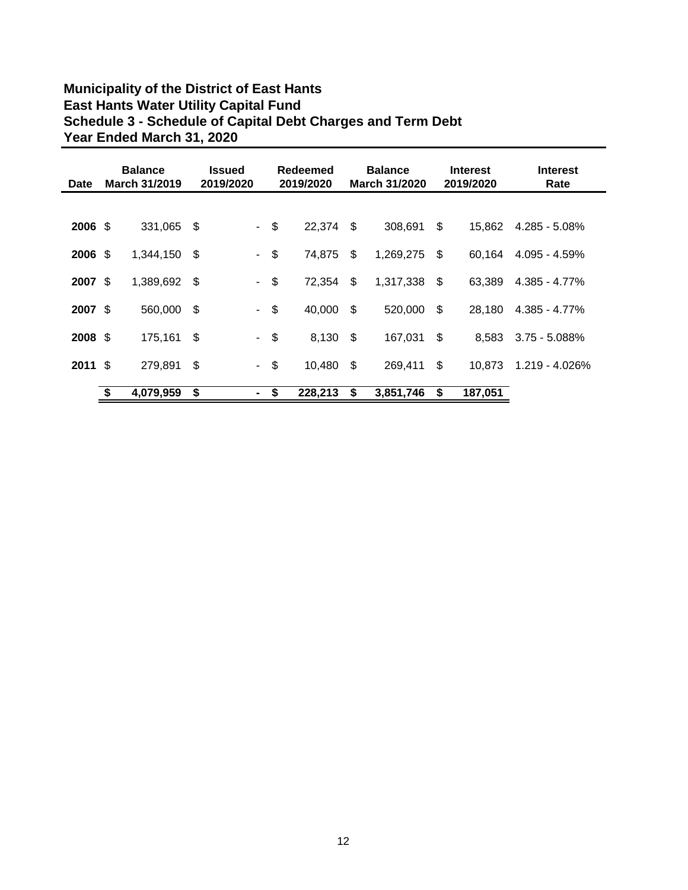# Municipality of the District of East Hants
## East Hants Water Utility Capital Fund
## Schedule 3 - Schedule of Capital Debt Charges and Term Debt
## Year Ended March 31, 2020

| Date | Balance March 31/2019 | Issued 2019/2020 | Redeemed 2019/2020 | Balance March 31/2020 | Interest 2019/2020 | Interest Rate |
|---|---|---|---|---|---|---|
| **2006** | $ 331,065 | $ - | $ 22,374 | $ 308,691 | $ 15,862 | 4.285 - 5.08% |
| **2006** | $ 1,344,150 | $ - | $ 74,875 | $ 1,269,275 | $ 60,164 | 4.095 - 4.59% |
| **2007** | $ 1,389,692 | $ - | $ 72,354 | $ 1,317,338 | $ 63,389 | 4.385 - 4.77% |
| **2007** | $ 560,000 | $ - | $ 40,000 | $ 520,000 | $ 28,180 | 4.385 - 4.77% |
| **2008** | $ 175,161 | $ - | $ 8,130 | $ 167,031 | $ 8,583 | 3.75 - 5.088% |
| **2011** | $ 279,891 | $ - | $ 10,480 | $ 269,411 | $ 10,873 | 1.219 - 4.026% |
| | **$ 4,079,959** | **$ -** | **$ 228,213** | **$ 3,851,746** | **$ 187,051** | |